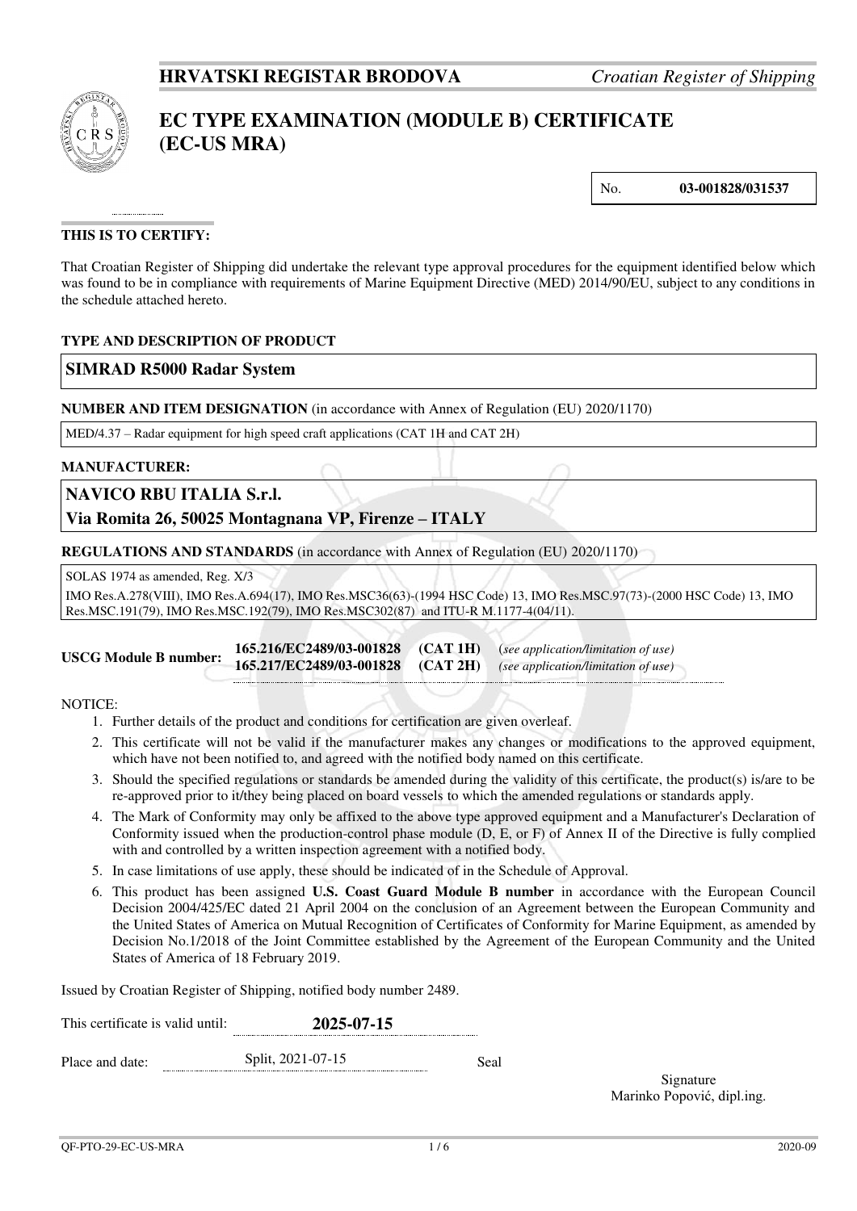**HRVATSKI REGISTAR BRODOVA** *Croatian Register of Shipping*

# EC TYPE EXAMINATION (MODULE B) CERTIFICATE (EC-US MRA)

No. **03-001828/031537**

**THIS IS TO CERTIFY:**

That Croatian Register of Shipping did undertake the relevant type approval procedures for the equipment identified below which was found to be in compliance with requirements of Marine Equipment Directive (MED) 2014/90/EU, subject to any conditions in the schedule attached hereto.

**TYPE AND DESCRIPTION OF PRODUCT**

**SIMRAD R5000 Radar System**

**NUMBER AND ITEM DESIGNATION** (in accordance with Annex of Regulation (EU) 2020/1170)

MED/4.37 – Radar equipment for high speed craft applications (CAT 1H and CAT 2H)

**MANUFACTURER:**

**NAVICO RBU ITALIA S.r.l.**
**Via Romita 26, 50025 Montagnana VP, Firenze – ITALY**

**REGULATIONS AND STANDARDS** (in accordance with Annex of Regulation (EU) 2020/1170)

SOLAS 1974 as amended, Reg. X/3

IMO Res.A.278(VIII), IMO Res.A.694(17), IMO Res.MSC36(63)-(1994 HSC Code) 13, IMO Res.MSC.97(73)-(2000 HSC Code) 13, IMO Res.MSC.191(79), IMO Res.MSC.192(79), IMO Res.MSC302(87) and ITU-R M.1177-4(04/11).

**USCG Module B number:**
**165.216/EC2489/03-001828** **(CAT 1H)** (*see application/limitation of use*)
**165.217/EC2489/03-001828** **(CAT 2H)** (*see application/limitation of use*)

NOTICE:

1. Further details of the product and conditions for certification are given overleaf.
2. This certificate will not be valid if the manufacturer makes any changes or modifications to the approved equipment, which have not been notified to, and agreed with the notified body named on this certificate.
3. Should the specified regulations or standards be amended during the validity of this certificate, the product(s) is/are to be re-approved prior to it/they being placed on board vessels to which the amended regulations or standards apply.
4. The Mark of Conformity may only be affixed to the above type approved equipment and a Manufacturer's Declaration of Conformity issued when the production-control phase module (D, E, or F) of Annex II of the Directive is fully complied with and controlled by a written inspection agreement with a notified body.
5. In case limitations of use apply, these should be indicated of in the Schedule of Approval.
6. This product has been assigned **U.S. Coast Guard Module B number** in accordance with the European Council Decision 2004/425/EC dated 21 April 2004 on the conclusion of an Agreement between the European Community and the United States of America on Mutual Recognition of Certificates of Conformity for Marine Equipment, as amended by Decision No.1/2018 of the Joint Committee established by the Agreement of the European Community and the United States of America of 18 February 2019.

Issued by Croatian Register of Shipping, notified body number 2489.

This certificate is valid until: **2025-07-15**

Place and date: Split, 2021-07-15

Seal

Signature
Marinko Popović, dipl.ing.

QF-PTO-29-EC-US-MRA 2020-09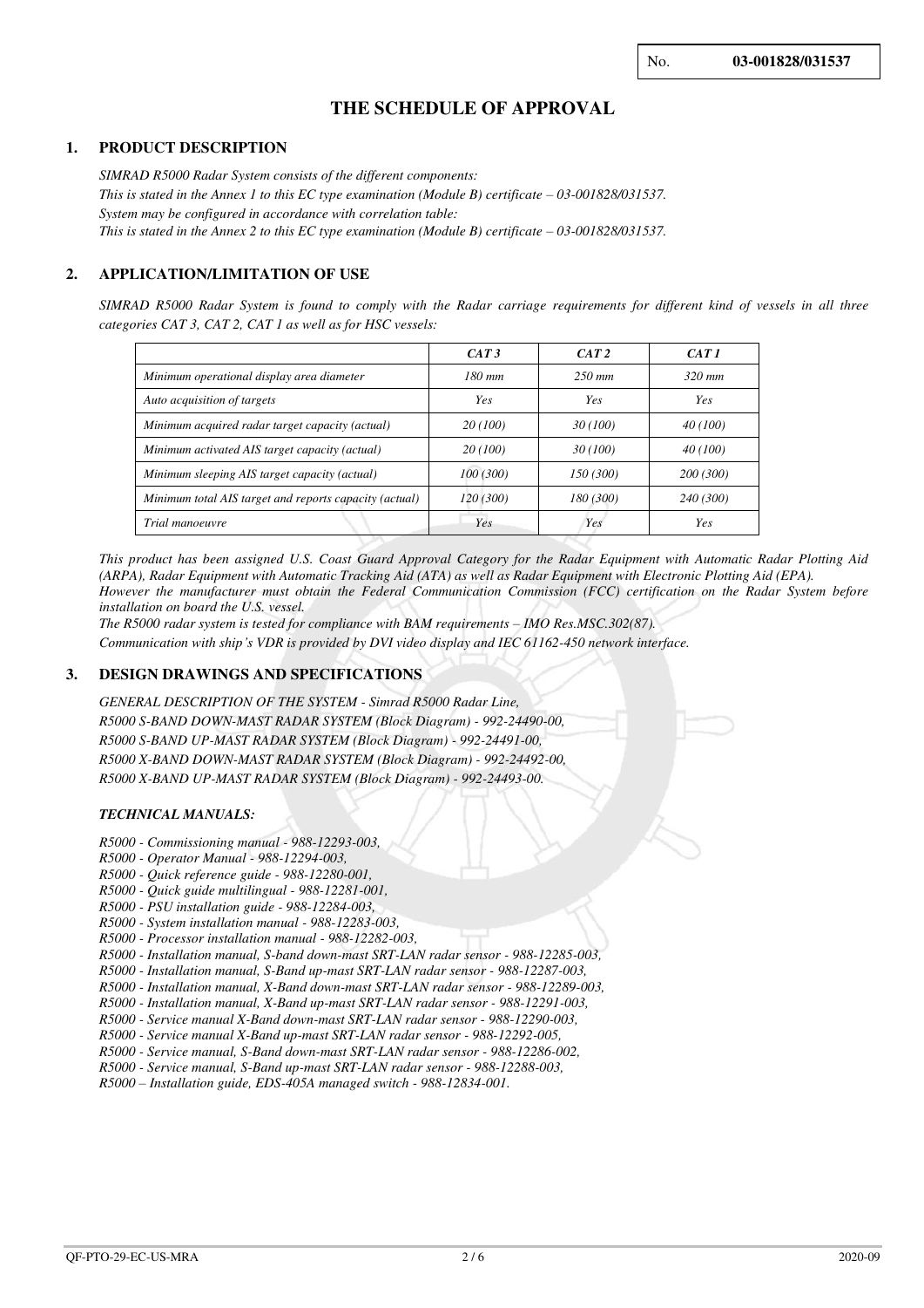No. **03-001828/031537**

# THE SCHEDULE OF APPROVAL

## 1. PRODUCT DESCRIPTION

*SIMRAD R5000 Radar System consists of the different components:*
*This is stated in the Annex 1 to this EC type examination (Module B) certificate – 03-001828/031537.*
*System may be configured in accordance with correlation table:*
*This is stated in the Annex 2 to this EC type examination (Module B) certificate – 03-001828/031537.*

## 2. APPLICATION/LIMITATION OF USE

*SIMRAD R5000 Radar System is found to comply with the Radar carriage requirements for different kind of vessels in all three categories CAT 3, CAT 2, CAT 1 as well as for HSC vessels:*

| | *CAT 3* | *CAT 2* | *CAT 1* |
|---|---|---|---|
| *Minimum operational display area diameter* | *180 mm* | *250 mm* | *320 mm* |
| *Auto acquisition of targets* | *Yes* | *Yes* | *Yes* |
| *Minimum acquired radar target capacity (actual)* | *20 (100)* | *30 (100)* | *40 (100)* |
| *Minimum activated AIS target capacity (actual)* | *20 (100)* | *30 (100)* | *40 (100)* |
| *Minimum sleeping AIS target capacity (actual)* | *100 (300)* | *150 (300)* | *200 (300)* |
| *Minimum total AIS target and reports capacity (actual)* | *120 (300)* | *180 (300)* | *240 (300)* |
| *Trial manoeuvre* | *Yes* | *Yes* | *Yes* |

*This product has been assigned U.S. Coast Guard Approval Category for the Radar Equipment with Automatic Radar Plotting Aid (ARPA), Radar Equipment with Automatic Tracking Aid (ATA) as well as Radar Equipment with Electronic Plotting Aid (EPA).*
*However the manufacturer must obtain the Federal Communication Commission (FCC) certification on the Radar System before installation on board the U.S. vessel.*
*The R5000 radar system is tested for compliance with BAM requirements – IMO Res.MSC.302(87).*
*Communication with ship's VDR is provided by DVI video display and IEC 61162-450 network interface.*

## 3. DESIGN DRAWINGS AND SPECIFICATIONS

*GENERAL DESCRIPTION OF THE SYSTEM - Simrad R5000 Radar Line,*
*R5000 S-BAND DOWN-MAST RADAR SYSTEM (Block Diagram) - 992-24490-00,*
*R5000 S-BAND UP-MAST RADAR SYSTEM (Block Diagram) - 992-24491-00,*
*R5000 X-BAND DOWN-MAST RADAR SYSTEM (Block Diagram) - 992-24492-00,*
*R5000 X-BAND UP-MAST RADAR SYSTEM (Block Diagram) - 992-24493-00.*

***TECHNICAL MANUALS:***

*R5000 - Commissioning manual - 988-12293-003,*
*R5000 - Operator Manual - 988-12294-003,*
*R5000 - Quick reference guide - 988-12280-001,*
*R5000 - Quick guide multilingual - 988-12281-001,*
*R5000 - PSU installation guide - 988-12284-003,*
*R5000 - System installation manual - 988-12283-003,*
*R5000 - Processor installation manual - 988-12282-003,*
*R5000 - Installation manual, S-band down-mast SRT-LAN radar sensor - 988-12285-003,*
*R5000 - Installation manual, S-Band up-mast SRT-LAN radar sensor - 988-12287-003,*
*R5000 - Installation manual, X-Band down-mast SRT-LAN radar sensor - 988-12289-003,*
*R5000 - Installation manual, X-Band up-mast SRT-LAN radar sensor - 988-12291-003,*
*R5000 - Service manual X-Band down-mast SRT-LAN radar sensor - 988-12290-003,*
*R5000 - Service manual X-Band up-mast SRT-LAN radar sensor - 988-12292-005,*
*R5000 - Service manual, S-Band down-mast SRT-LAN radar sensor - 988-12286-002,*
*R5000 - Service manual, S-Band up-mast SRT-LAN radar sensor - 988-12288-003,*
*R5000 – Installation guide, EDS-405A managed switch - 988-12834-001.*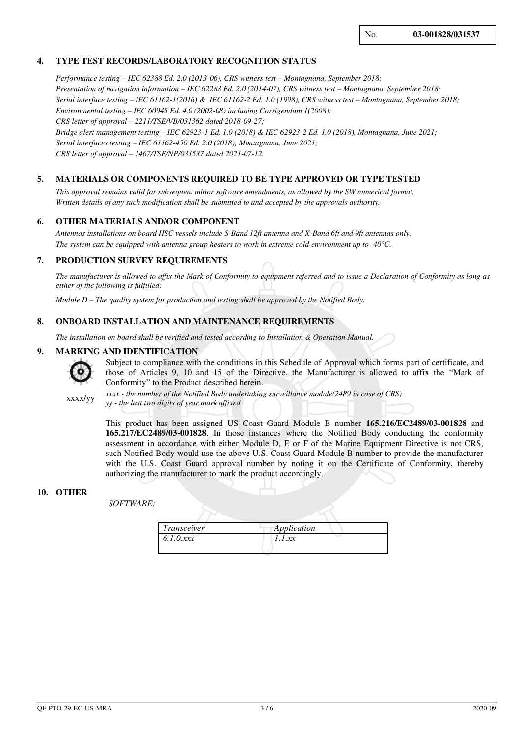No. **03-001828/031537**

## 4. TYPE TEST RECORDS/LABORATORY RECOGNITION STATUS

*Performance testing – IEC 62388 Ed. 2.0 (2013-06), CRS witness test – Montagnana, September 2018;*
*Presentation of navigation information – IEC 62288 Ed. 2.0 (2014-07), CRS witness test – Montagnana, September 2018;*
*Serial interface testing – IEC 61162-1(2016) & IEC 61162-2 Ed. 1.0 (1998), CRS witness test – Montagnana, September 2018;*
*Environmental testing – IEC 60945 Ed. 4.0 (2002-08) including Corrigendum 1(2008);*
*CRS letter of approval – 2211/TSE/VB/031362 dated 2018-09-27;*
*Bridge alert management testing – IEC 62923-1 Ed. 1.0 (2018) & IEC 62923-2 Ed. 1.0 (2018), Montagnana, June 2021;*
*Serial interfaces testing – IEC 61162-450 Ed. 2.0 (2018), Montagnana, June 2021;*
*CRS letter of approval – 1467/TSE/NP/031537 dated 2021-07-12.*

## 5. MATERIALS OR COMPONENTS REQUIRED TO BE TYPE APPROVED OR TYPE TESTED

*This approval remains valid for subsequent minor software amendments, as allowed by the SW numerical format. Written details of any such modification shall be submitted to and accepted by the approvals authority.*

## 6. OTHER MATERIALS AND/OR COMPONENT

*Antennas installations on board HSC vessels include S-Band 12ft antenna and X-Band 6ft and 9ft antennas only. The system can be equipped with antenna group heaters to work in extreme cold environment up to -40°C.*

## 7. PRODUCTION SURVEY REQUIREMENTS

*The manufacturer is allowed to affix the Mark of Conformity to equipment referred and to issue a Declaration of Conformity as long as either of the following is fulfilled:*

*Module D – The quality system for production and testing shall be approved by the Notified Body.*

## 8. ONBOARD INSTALLATION AND MAINTENANCE REQUIREMENTS

*The installation on board shall be verified and tested according to Installation & Operation Manual.*

## 9. MARKING AND IDENTIFICATION

Subject to compliance with the conditions in this Schedule of Approval which forms part of certificate, and those of Articles 9, 10 and 15 of the Directive, the Manufacturer is allowed to affix the "Mark of Conformity" to the Product described herein.

xxxx/yy

*xxxx - the number of the Notified Body undertaking surveillance module(2489 in case of CRS)*
*yy - the last two digits of year mark affixed*

This product has been assigned US Coast Guard Module B number **165.216/EC2489/03-001828** and **165.217/EC2489/03-001828**. In those instances where the Notified Body conducting the conformity assessment in accordance with either Module D, E or F of the Marine Equipment Directive is not CRS, such Notified Body would use the above U.S. Coast Guard Module B number to provide the manufacturer with the U.S. Coast Guard approval number by noting it on the Certificate of Conformity, thereby authorizing the manufacturer to mark the product accordingly.

## 10. OTHER

*SOFTWARE:*

| *Transceiver* | *Application* |
|---|---|
| *6.1.0.xxx* | *1.1.xx* |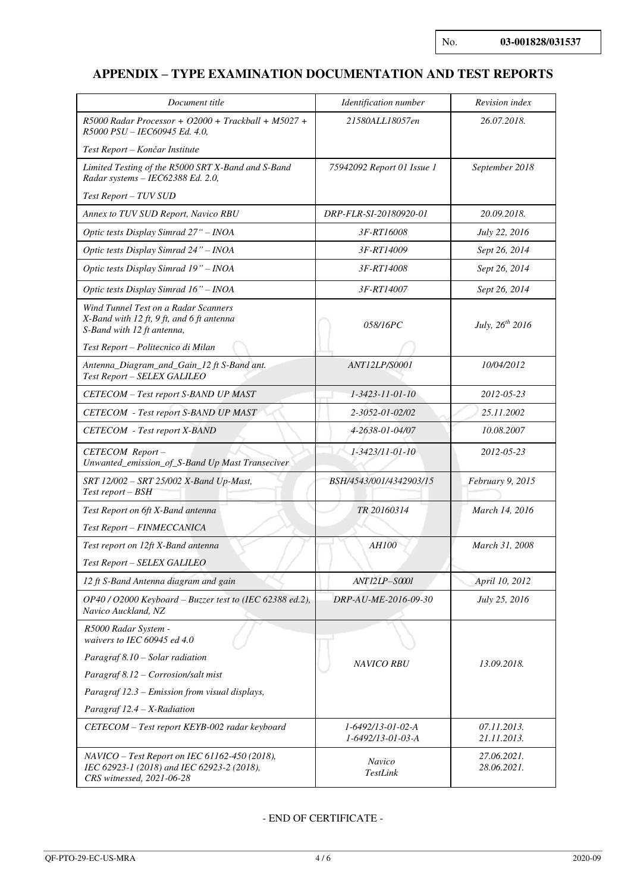No. **03-001828/031537**

## APPENDIX – TYPE EXAMINATION DOCUMENTATION AND TEST REPORTS

| *Document title* | *Identification number* | *Revision index* |
|---|---|---|
| *R5000 Radar Processor + O2000 + Trackball + M5027 + R5000 PSU – IEC60945 Ed. 4.0,* *Test Report – Končar Institute* | *21580ALL18057en* | *26.07.2018.* |
| *Limited Testing of the R5000 SRT X-Band and S-Band Radar systems – IEC62388 Ed. 2.0,* *Test Report – TUV SUD* | *75942092 Report 01 Issue 1* | *September 2018* |
| *Annex to TUV SUD Report, Navico RBU* | *DRP-FLR-SI-20180920-01* | *20.09.2018.* |
| *Optic tests Display Simrad 27" – INOA* | *3F-RT16008* | *July 22, 2016* |
| *Optic tests Display Simrad 24" – INOA* | *3F-RT14009* | *Sept 26, 2014* |
| *Optic tests Display Simrad 19" – INOA* | *3F-RT14008* | *Sept 26, 2014* |
| *Optic tests Display Simrad 16" – INOA* | *3F-RT14007* | *Sept 26, 2014* |
| *Wind Tunnel Test on a Radar Scanners X-Band with 12 ft, 9 ft, and 6 ft antenna S-Band with 12 ft antenna,* *Test Report – Politecnico di Milan* | *058/16PC* | *July, 26th 2016* |
| *Antenna_Diagram_and_Gain_12 ft S-Band ant. Test Report – SELEX GALILEO* | *ANT12LP/S0001* | *10/04/2012* |
| *CETECOM – Test report S-BAND UP MAST* | *1-3423-11-01-10* | *2012-05-23* |
| *CETECOM - Test report S-BAND UP MAST* | *2-3052-01-02/02* | *25.11.2002* |
| *CETECOM - Test report X-BAND* | *4-2638-01-04/07* | *10.08.2007* |
| *CETECOM Report – Unwanted_emission_of_S-Band Up Mast Transceiver* | *1-3423/11-01-10* | *2012-05-23* |
| *SRT 12/002 – SRT 25/002 X-Band Up-Mast, Test report – BSH* | *BSH/4543/001/4342903/15* | *February 9, 2015* |
| *Test Report on 6ft X-Band antenna* *Test Report – FINMECCANICA* | *TR 20160314* | *March 14, 2016* |
| *Test report on 12ft X-Band antenna* *Test Report – SELEX GALILEO* | *AH100* | *March 31, 2008* |
| *12 ft S-Band Antenna diagram and gain* | *ANT12LP–S000l* | *April 10, 2012* |
| *OP40 / O2000 Keyboard – Buzzer test to (IEC 62388 ed.2), Navico Auckland, NZ* | *DRP-AU-ME-2016-09-30* | *July 25, 2016* |
| *R5000 Radar System - waivers to IEC 60945 ed 4.0* *Paragraf 8.10 – Solar radiation* *Paragraf 8.12 – Corrosion/salt mist* *Paragraf 12.3 – Emission from visual displays,* *Paragraf 12.4 – X-Radiation* | *NAVICO RBU* | *13.09.2018.* |
| *CETECOM – Test report KEYB-002 radar keyboard* | *1-6492/13-01-02-A* *1-6492/13-01-03-A* | *07.11.2013.* *21.11.2013.* |
| *NAVICO – Test Report on IEC 61162-450 (2018), IEC 62923-1 (2018) and IEC 62923-2 (2018), CRS witnessed, 2021-06-28* | *Navico TestLink* | *27.06.2021.* *28.06.2021.* |

- END OF CERTIFICATE -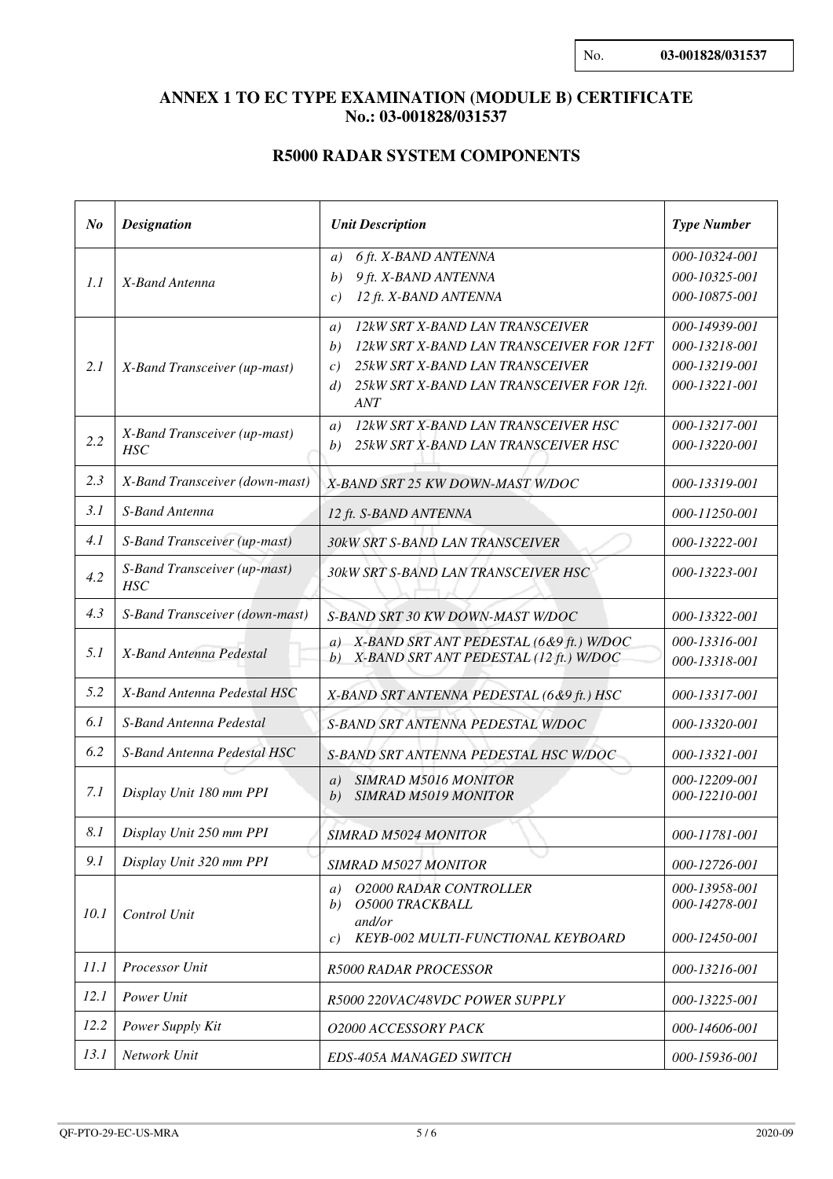No. **03-001828/031537**

## ANNEX 1 TO EC TYPE EXAMINATION (MODULE B) CERTIFICATE
## No.: 03-001828/031537

### R5000 RADAR SYSTEM COMPONENTS

| *No* | *Designation* | *Unit Description* | *Type Number* |
|---|---|---|---|
| *1.1* | *X-Band Antenna* | *a) 6 ft. X-BAND ANTENNA*<br>*b) 9 ft. X-BAND ANTENNA*<br>*c) 12 ft. X-BAND ANTENNA* | *000-10324-001*<br>*000-10325-001*<br>*000-10875-001* |
| *2.1* | *X-Band Transceiver (up-mast)* | *a) 12kW SRT X-BAND LAN TRANSCEIVER*<br>*b) 12kW SRT X-BAND LAN TRANSCEIVER FOR 12FT*<br>*c) 25kW SRT X-BAND LAN TRANSCEIVER*<br>*d) 25kW SRT X-BAND LAN TRANSCEIVER FOR 12ft. ANT* | *000-14939-001*<br>*000-13218-001*<br>*000-13219-001*<br>*000-13221-001* |
| *2.2* | *X-Band Transceiver (up-mast) HSC* | *a) 12kW SRT X-BAND LAN TRANSCEIVER HSC*<br>*b) 25kW SRT X-BAND LAN TRANSCEIVER HSC* | *000-13217-001*<br>*000-13220-001* |
| *2.3* | *X-Band Transceiver (down-mast)* | *X-BAND SRT 25 KW DOWN-MAST W/DOC* | *000-13319-001* |
| *3.1* | *S-Band Antenna* | *12 ft. S-BAND ANTENNA* | *000-11250-001* |
| *4.1* | *S-Band Transceiver (up-mast)* | *30kW SRT S-BAND LAN TRANSCEIVER* | *000-13222-001* |
| *4.2* | *S-Band Transceiver (up-mast) HSC* | *30kW SRT S-BAND LAN TRANSCEIVER HSC* | *000-13223-001* |
| *4.3* | *S-Band Transceiver (down-mast)* | *S-BAND SRT 30 KW DOWN-MAST W/DOC* | *000-13322-001* |
| *5.1* | *X-Band Antenna Pedestal* | *a) X-BAND SRT ANT PEDESTAL (6&9 ft.) W/DOC*<br>*b) X-BAND SRT ANT PEDESTAL (12 ft.) W/DOC* | *000-13316-001*<br>*000-13318-001* |
| *5.2* | *X-Band Antenna Pedestal HSC* | *X-BAND SRT ANTENNA PEDESTAL (6&9 ft.) HSC* | *000-13317-001* |
| *6.1* | *S-Band Antenna Pedestal* | *S-BAND SRT ANTENNA PEDESTAL W/DOC* | *000-13320-001* |
| *6.2* | *S-Band Antenna Pedestal HSC* | *S-BAND SRT ANTENNA PEDESTAL HSC W/DOC* | *000-13321-001* |
| *7.1* | *Display Unit 180 mm PPI* | *a) SIMRAD M5016 MONITOR*<br>*b) SIMRAD M5019 MONITOR* | *000-12209-001*<br>*000-12210-001* |
| *8.1* | *Display Unit 250 mm PPI* | *SIMRAD M5024 MONITOR* | *000-11781-001* |
| *9.1* | *Display Unit 320 mm PPI* | *SIMRAD M5027 MONITOR* | *000-12726-001* |
| *10.1* | *Control Unit* | *a) O2000 RADAR CONTROLLER*<br>*b) O5000 TRACKBALL*<br>*and/or*<br>*c) KEYB-002 MULTI-FUNCTIONAL KEYBOARD* | *000-13958-001*<br>*000-14278-001*<br><br>*000-12450-001* |
| *11.1* | *Processor Unit* | *R5000 RADAR PROCESSOR* | *000-13216-001* |
| *12.1* | *Power Unit* | *R5000 220VAC/48VDC POWER SUPPLY* | *000-13225-001* |
| *12.2* | *Power Supply Kit* | *O2000 ACCESSORY PACK* | *000-14606-001* |
| *13.1* | *Network Unit* | *EDS-405A MANAGED SWITCH* | *000-15936-001* |

QF-PTO-29-EC-US-MRA 2020-09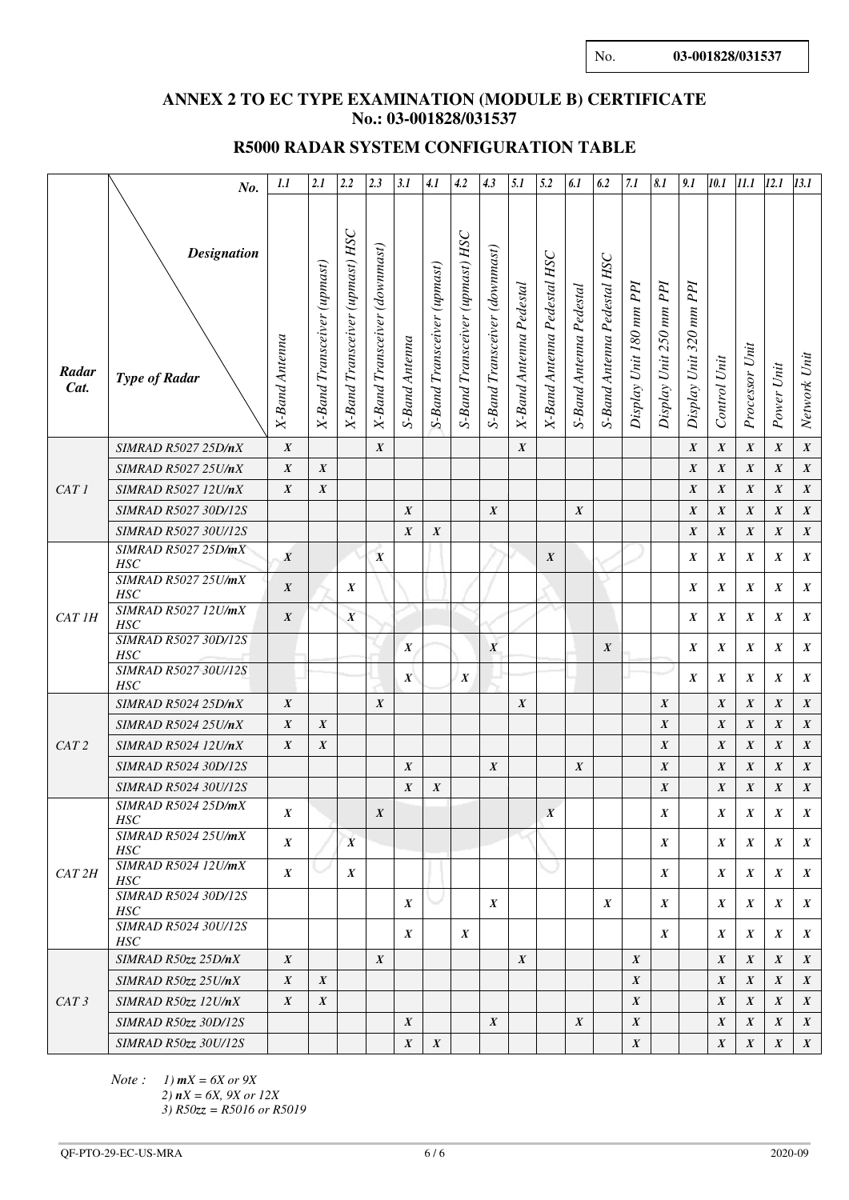No. **03-001828/031537**

## ANNEX 2 TO EC TYPE EXAMINATION (MODULE B) CERTIFICATE No.: 03-001828/031537

### R5000 RADAR SYSTEM CONFIGURATION TABLE

| Radar Cat. | No. / Designation / Type of Radar | 1.1 X-Band Antenna | 2.1 X-Band Transceiver (upmast) | 2.2 X-Band Transceiver (upmast) HSC | 2.3 X-Band Transceiver (downmast) | 3.1 S-Band Antenna | 4.1 S-Band Transceiver (upmast) | 4.2 S-Band Transceiver (upmast) HSC | 4.3 S-Band Transceiver (downmast) | 5.1 X-Band Antenna Pedestal | 5.2 X-Band Antenna Pedestal HSC | 6.1 S-Band Antenna Pedestal | 6.2 S-Band Antenna Pedestal HSC | 7.1 Display Unit 180 mm PPI | 8.1 Display Unit 250 mm PPI | 9.1 Display Unit 320 mm PPI | 10.1 Control Unit | 11.1 Processor Unit | 12.1 Power Unit | 13.1 Network Unit |
|---|---|---|---|---|---|---|---|---|---|---|---|---|---|---|---|---|---|---|---|---|
| CAT 1 | *SIMRAD R5027 25D/**n**X* | X | | | X | | | | | X | | | | | | X | X | X | X | X |
| | *SIMRAD R5027 25U/**n**X* | X | X | | | | | | | | | | | | | X | X | X | X | X |
| | *SIMRAD R5027 12U/**n**X* | X | X | | | | | | | | | | | | | X | X | X | X | X |
| | *SIMRAD R5027 30D/12S* | | | | | X | | | X | | | X | | | | X | X | X | X | X |
| | *SIMRAD R5027 30U/12S* | | | | | X | X | | | | | | | | | X | X | X | X | X |
| CAT 1H | *SIMRAD R5027 25D/**m**X HSC* | X | | | X | | | | | | X | | | | | X | X | X | X | X |
| | *SIMRAD R5027 25U/**m**X HSC* | X | | X | | | | | | | | | | | | X | X | X | X | X |
| | *SIMRAD R5027 12U/**m**X HSC* | X | | X | | | | | | | | | | | | X | X | X | X | X |
| | *SIMRAD R5027 30D/12S HSC* | | | | | X | | | X | | | | X | | | X | X | X | X | X |
| | *SIMRAD R5027 30U/12S HSC* | | | | | X | | X | | | | | | | | X | X | X | X | X |
| CAT 2 | *SIMRAD R5024 25D/**n**X* | X | | | X | | | | | X | | | | | X | | X | X | X | X |
| | *SIMRAD R5024 25U/**n**X* | X | X | | | | | | | | | | | | X | | X | X | X | X |
| | *SIMRAD R5024 12U/**n**X* | X | X | | | | | | | | | | | | X | | X | X | X | X |
| | *SIMRAD R5024 30D/12S* | | | | | X | | | X | | | X | | | X | | X | X | X | X |
| | *SIMRAD R5024 30U/12S* | | | | | X | X | | | | | | | | X | | X | X | X | X |
| CAT 2H | *SIMRAD R5024 25D/**m**X HSC* | X | | | X | | | | | | X | | | | X | | X | X | X | X |
| | *SIMRAD R5024 25U/**m**X HSC* | X | | X | | | | | | | | | | | X | | X | X | X | X |
| | *SIMRAD R5024 12U/**m**X HSC* | X | | X | | | | | | | | | | | X | | X | X | X | X |
| | *SIMRAD R5024 30D/12S HSC* | | | | | X | | | X | | | | X | | X | | X | X | X | X |
| | *SIMRAD R5024 30U/12S HSC* | | | | | X | | X | | | | | | | X | | X | X | X | X |
| CAT 3 | *SIMRAD R50zz 25D/**n**X* | X | | | X | | | | | X | | | | X | | | X | X | X | X |
| | *SIMRAD R50zz 25U/**n**X* | X | X | | | | | | | | | | | X | | | X | X | X | X |
| | *SIMRAD R50zz 12U/**n**X* | X | X | | | | | | | | | | | X | | | X | X | X | X |
| | *SIMRAD R50zz 30D/12S* | | | | | X | | | X | | | X | | X | | | X | X | X | X |
| | *SIMRAD R50zz 30U/12S* | | | | | X | X | | | | | | | X | | | X | X | X | X |

*Note : 1) **m**X = 6X or 9X*
*2) **n**X = 6X, 9X or 12X*
*3) R50zz = R5016 or R5019*

QF-PTO-29-EC-US-MRA 2020-09